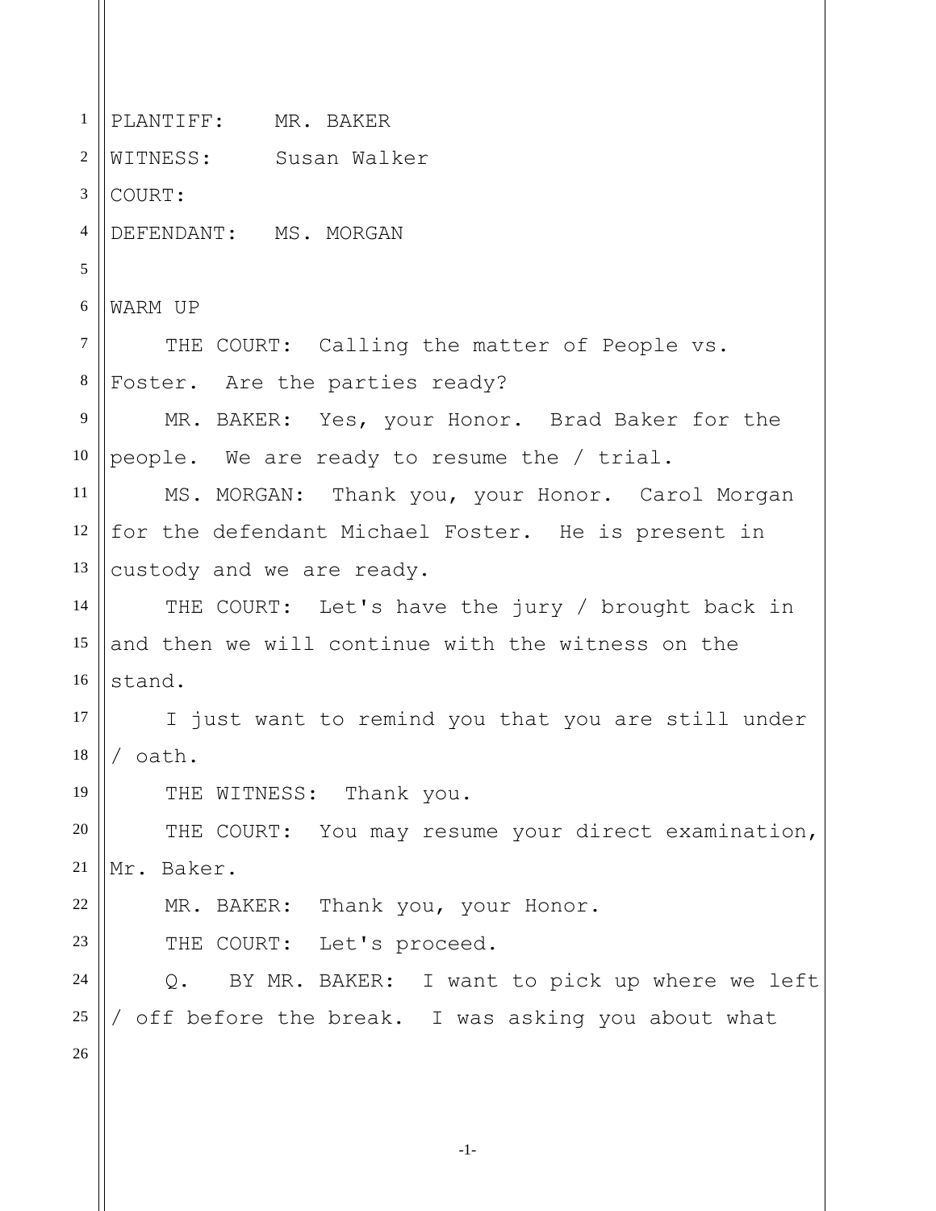PLANTIFF: MR. BAKER
WITNESS: Susan Walker
COURT:
DEFENDANT: MS. MORGAN

WARM UP

THE COURT: Calling the matter of People vs. Foster. Are the parties ready?

MR. BAKER: Yes, your Honor. Brad Baker for the people. We are ready to resume the / trial.

MS. MORGAN: Thank you, your Honor. Carol Morgan for the defendant Michael Foster. He is present in custody and we are ready.

THE COURT: Let's have the jury / brought back in and then we will continue with the witness on the stand.

I just want to remind you that you are still under / oath.

THE WITNESS: Thank you.

THE COURT: You may resume your direct examination, Mr. Baker.

MR. BAKER: Thank you, your Honor.

THE COURT: Let's proceed.

Q. BY MR. BAKER: I want to pick up where we left / off before the break. I was asking you about what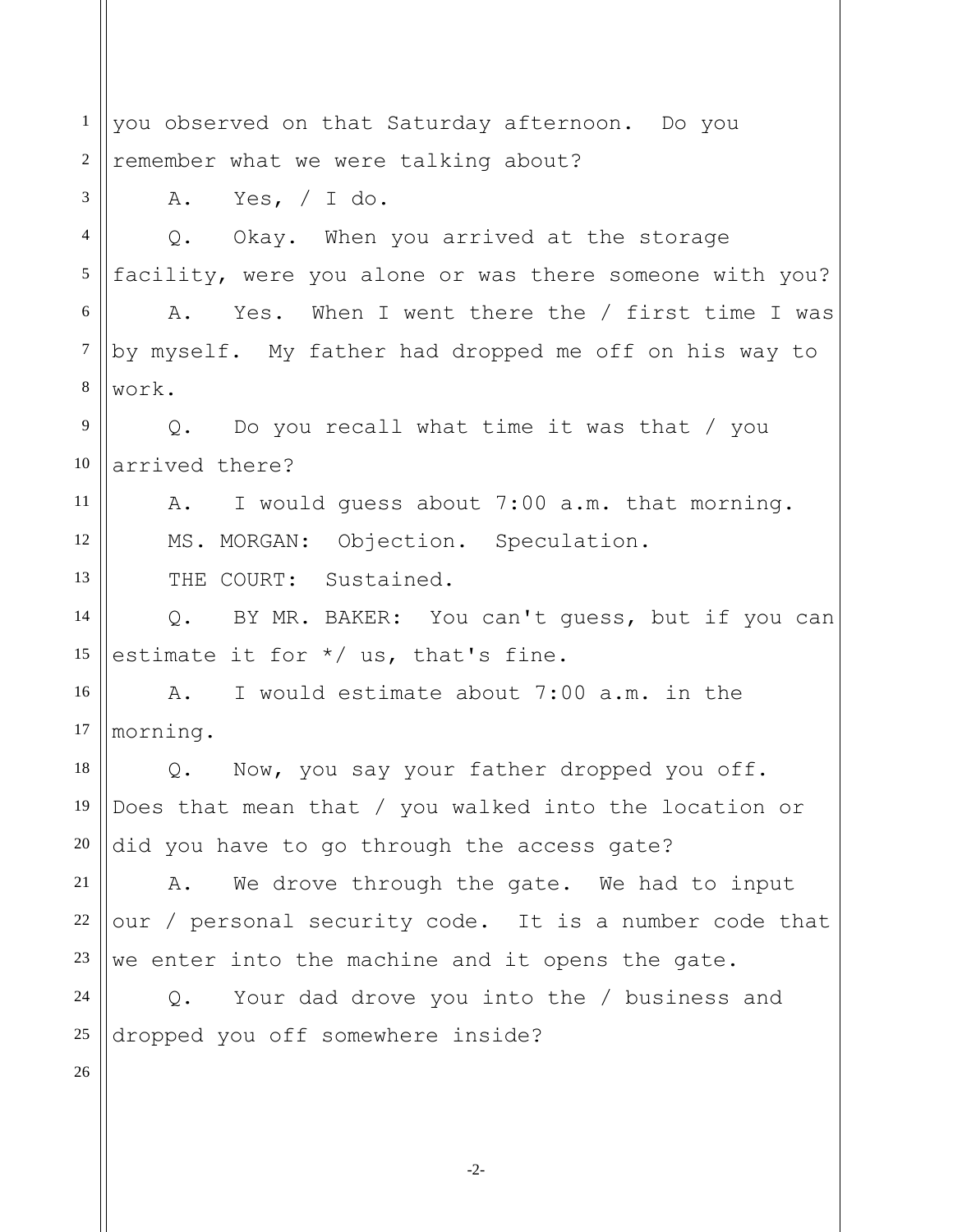you observed on that Saturday afternoon.  Do you remember what we were talking about?

A.   Yes, / I do.

Q.   Okay.  When you arrived at the storage facility, were you alone or was there someone with you?

A.   Yes.  When I went there the / first time I was by myself.  My father had dropped me off on his way to work.

Q.   Do you recall what time it was that / you arrived there?

A.   I would guess about 7:00 a.m. that morning.

MS. MORGAN:  Objection.  Speculation.

THE COURT:  Sustained.

Q.   BY MR. BAKER:  You can't guess, but if you can estimate it for */ us, that's fine.

A.   I would estimate about 7:00 a.m. in the morning.

Q.   Now, you say your father dropped you off. Does that mean that / you walked into the location or did you have to go through the access gate?

A.   We drove through the gate.  We had to input our / personal security code.  It is a number code that we enter into the machine and it opens the gate.

Q.   Your dad drove you into the / business and dropped you off somewhere inside?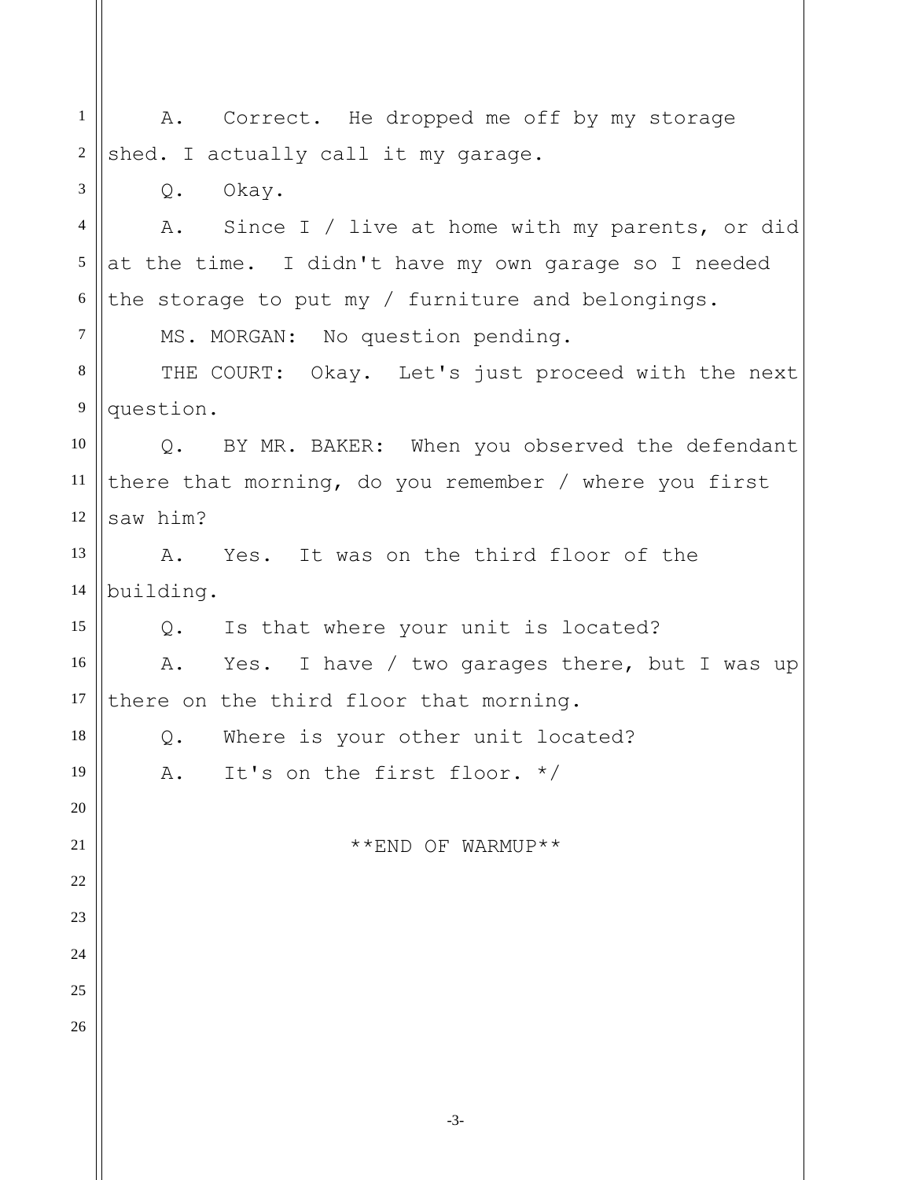A.   Correct.  He dropped me off by my storage shed. I actually call it my garage.

Q.   Okay.

A.   Since I / live at home with my parents, or did at the time.  I didn't have my own garage so I needed the storage to put my / furniture and belongings.

MS. MORGAN:  No question pending.

THE COURT:  Okay.  Let's just proceed with the next question.

Q.   BY MR. BAKER:  When you observed the defendant there that morning, do you remember / where you first saw him?

A.   Yes.  It was on the third floor of the building.

Q.   Is that where your unit is located?

A.   Yes.  I have / two garages there, but I was up there on the third floor that morning.

Q.   Where is your other unit located?

A.   It's on the first floor. */

**END OF WARMUP**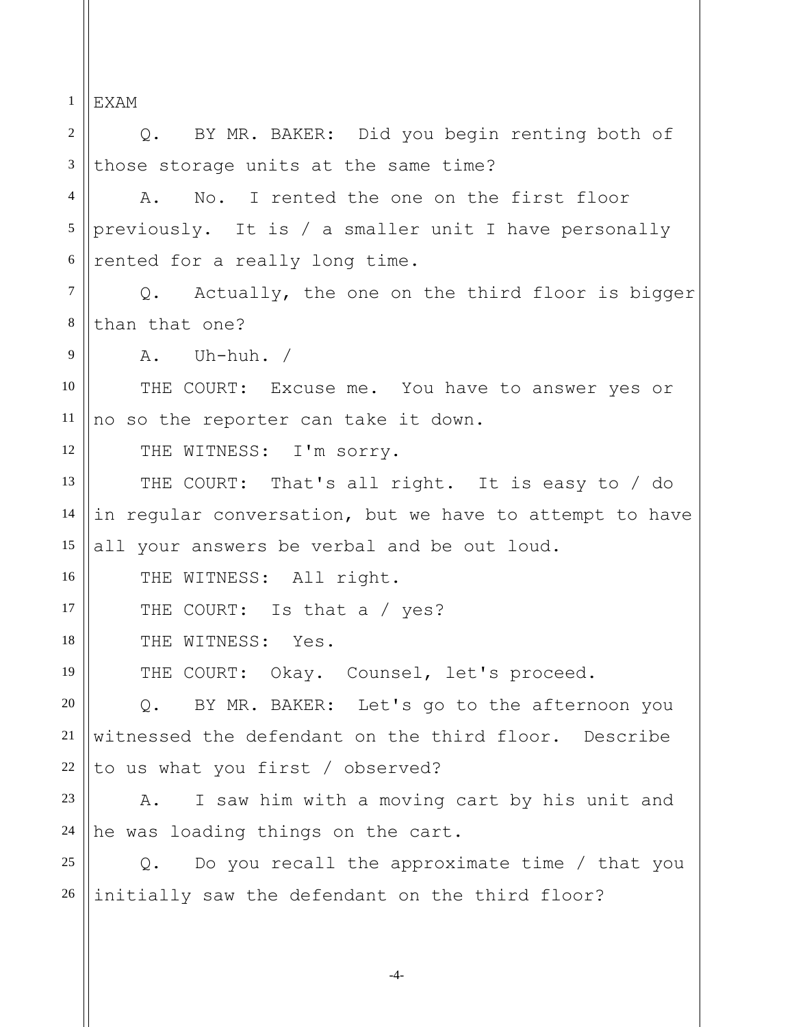EXAM

Q. BY MR. BAKER: Did you begin renting both of those storage units at the same time?

A. No. I rented the one on the first floor previously. It is / a smaller unit I have personally rented for a really long time.

Q. Actually, the one on the third floor is bigger than that one?

A. Uh-huh. /

THE COURT: Excuse me. You have to answer yes or no so the reporter can take it down.

THE WITNESS: I'm sorry.

THE COURT: That's all right. It is easy to / do in regular conversation, but we have to attempt to have all your answers be verbal and be out loud.

THE WITNESS: All right.

THE COURT: Is that a / yes?

THE WITNESS: Yes.

THE COURT: Okay. Counsel, let's proceed.

Q. BY MR. BAKER: Let's go to the afternoon you witnessed the defendant on the third floor. Describe to us what you first / observed?

A. I saw him with a moving cart by his unit and he was loading things on the cart.

Q. Do you recall the approximate time / that you initially saw the defendant on the third floor?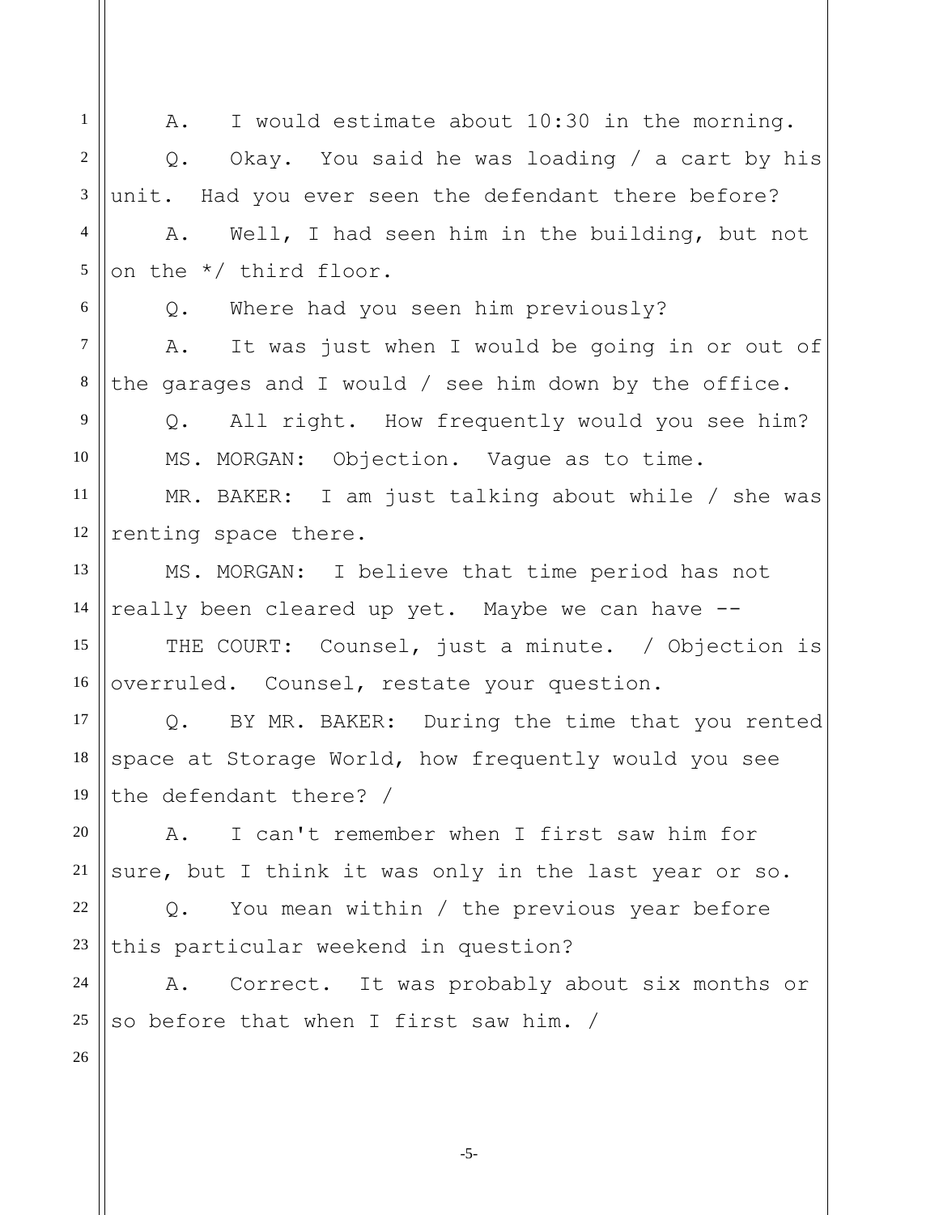A. I would estimate about 10:30 in the morning.

Q. Okay. You said he was loading / a cart by his unit. Had you ever seen the defendant there before?

A. Well, I had seen him in the building, but not on the */ third floor.

Q. Where had you seen him previously?

A. It was just when I would be going in or out of the garages and I would / see him down by the office.

Q. All right. How frequently would you see him?

MS. MORGAN: Objection. Vague as to time.

MR. BAKER: I am just talking about while / she was renting space there.

MS. MORGAN: I believe that time period has not really been cleared up yet. Maybe we can have --

THE COURT: Counsel, just a minute. / Objection is overruled. Counsel, restate your question.

Q. BY MR. BAKER: During the time that you rented space at Storage World, how frequently would you see the defendant there? /

A. I can't remember when I first saw him for sure, but I think it was only in the last year or so.

Q. You mean within / the previous year before this particular weekend in question?

A. Correct. It was probably about six months or so before that when I first saw him. /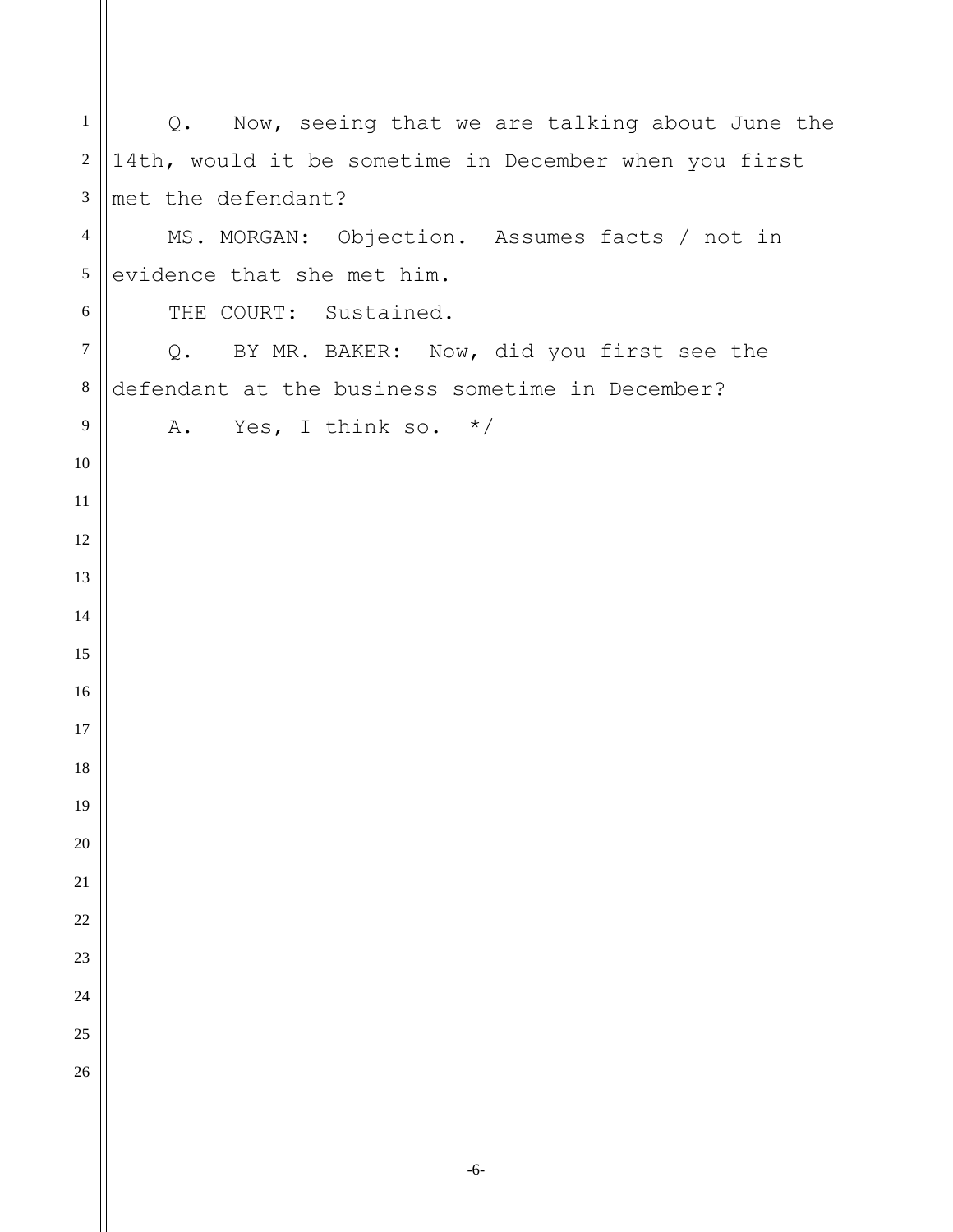Q. Now, seeing that we are talking about June the 14th, would it be sometime in December when you first met the defendant?

MS. MORGAN: Objection. Assumes facts / not in evidence that she met him.

THE COURT: Sustained.

Q. BY MR. BAKER: Now, did you first see the defendant at the business sometime in December?

A. Yes, I think so. */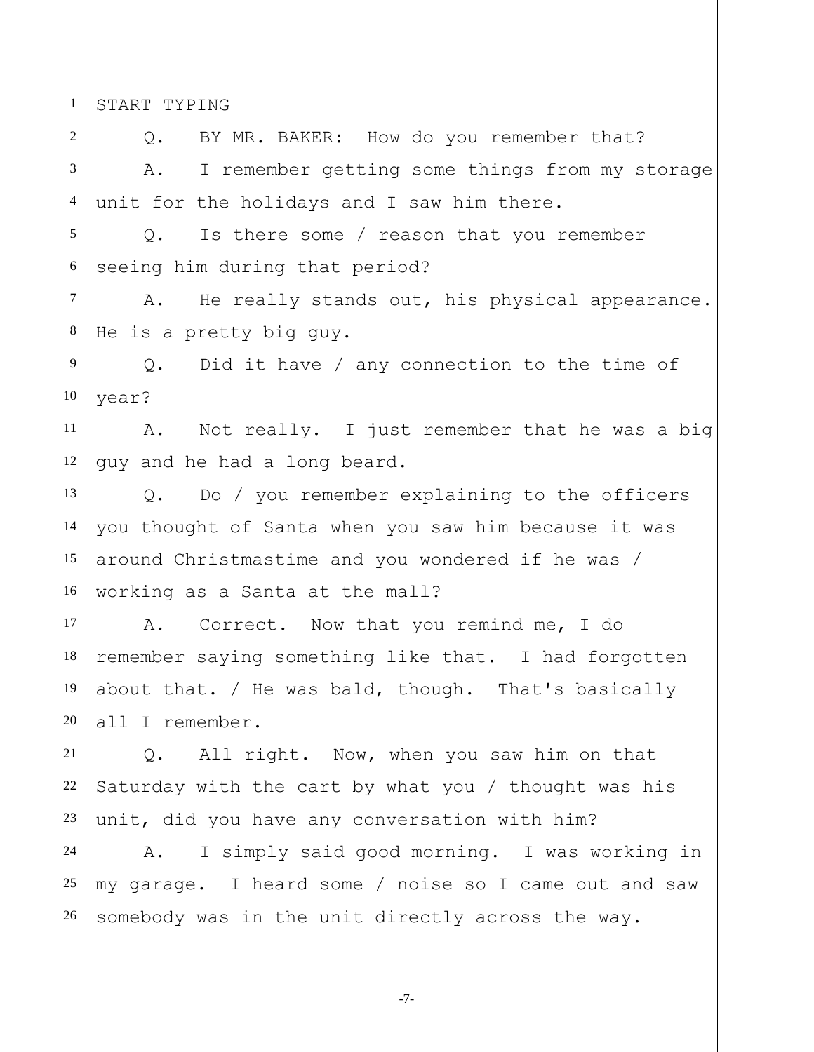START TYPING

Q. BY MR. BAKER: How do you remember that?

A. I remember getting some things from my storage unit for the holidays and I saw him there.

Q. Is there some / reason that you remember seeing him during that period?

A. He really stands out, his physical appearance. He is a pretty big guy.

Q. Did it have / any connection to the time of year?

A. Not really. I just remember that he was a big guy and he had a long beard.

Q. Do / you remember explaining to the officers you thought of Santa when you saw him because it was around Christmastime and you wondered if he was / working as a Santa at the mall?

A. Correct. Now that you remind me, I do remember saying something like that. I had forgotten about that. / He was bald, though. That's basically all I remember.

Q. All right. Now, when you saw him on that Saturday with the cart by what you / thought was his unit, did you have any conversation with him?

A. I simply said good morning. I was working in my garage. I heard some / noise so I came out and saw somebody was in the unit directly across the way.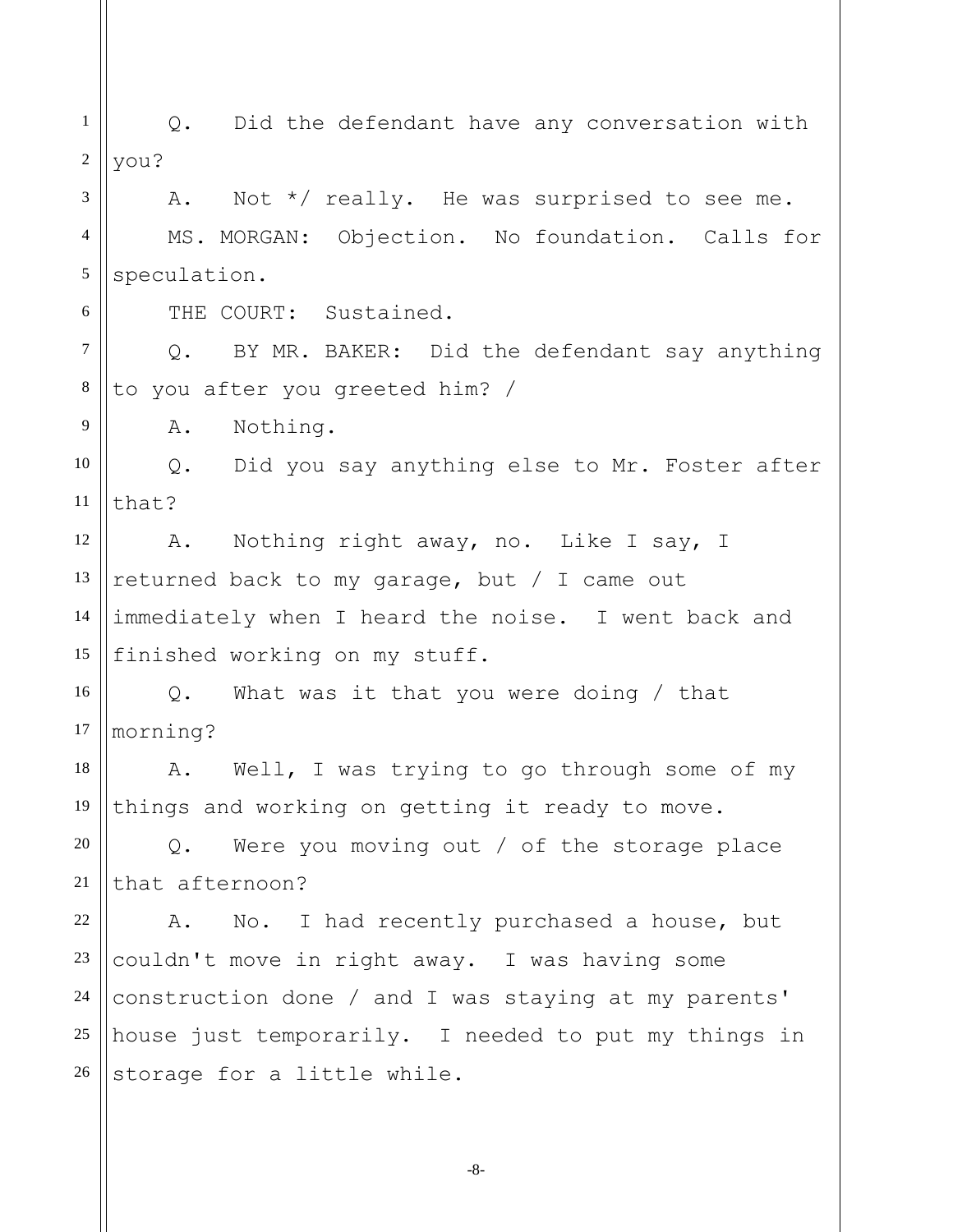Q. Did the defendant have any conversation with you?

A. Not */ really. He was surprised to see me.

MS. MORGAN: Objection. No foundation. Calls for speculation.

THE COURT: Sustained.

Q. BY MR. BAKER: Did the defendant say anything to you after you greeted him? /

A. Nothing.

Q. Did you say anything else to Mr. Foster after that?

A. Nothing right away, no. Like I say, I returned back to my garage, but / I came out immediately when I heard the noise. I went back and finished working on my stuff.

Q. What was it that you were doing / that morning?

A. Well, I was trying to go through some of my things and working on getting it ready to move.

Q. Were you moving out / of the storage place that afternoon?

A. No. I had recently purchased a house, but couldn't move in right away. I was having some construction done / and I was staying at my parents' house just temporarily. I needed to put my things in storage for a little while.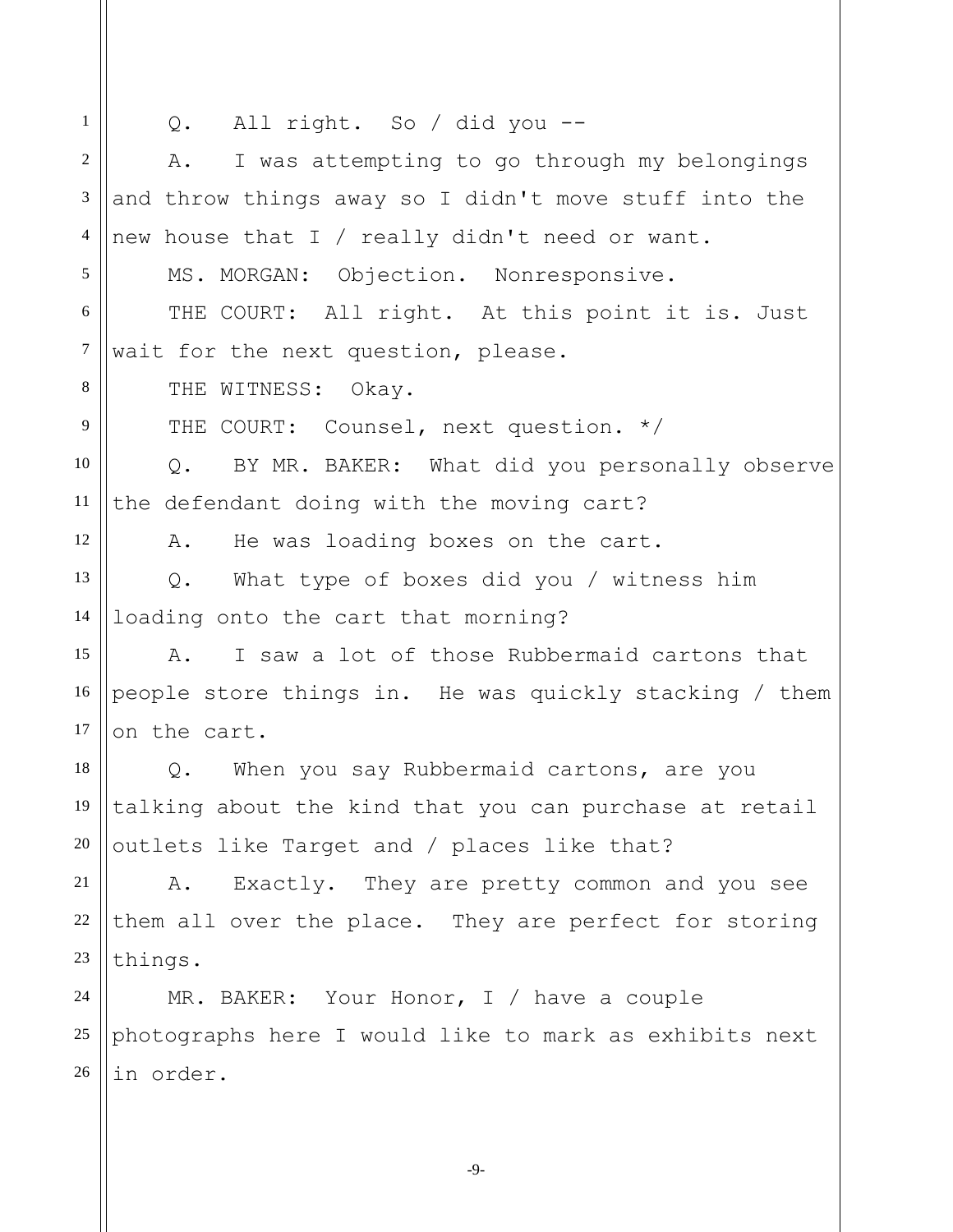Q. All right. So / did you --

A. I was attempting to go through my belongings and throw things away so I didn't move stuff into the new house that I / really didn't need or want.

MS. MORGAN: Objection. Nonresponsive.

THE COURT: All right. At this point it is. Just wait for the next question, please.

THE WITNESS: Okay.

THE COURT: Counsel, next question. */

Q. BY MR. BAKER: What did you personally observe the defendant doing with the moving cart?

A. He was loading boxes on the cart.

Q. What type of boxes did you / witness him loading onto the cart that morning?

A. I saw a lot of those Rubbermaid cartons that people store things in. He was quickly stacking / them on the cart.

Q. When you say Rubbermaid cartons, are you talking about the kind that you can purchase at retail outlets like Target and / places like that?

A. Exactly. They are pretty common and you see them all over the place. They are perfect for storing things.

MR. BAKER: Your Honor, I / have a couple photographs here I would like to mark as exhibits next in order.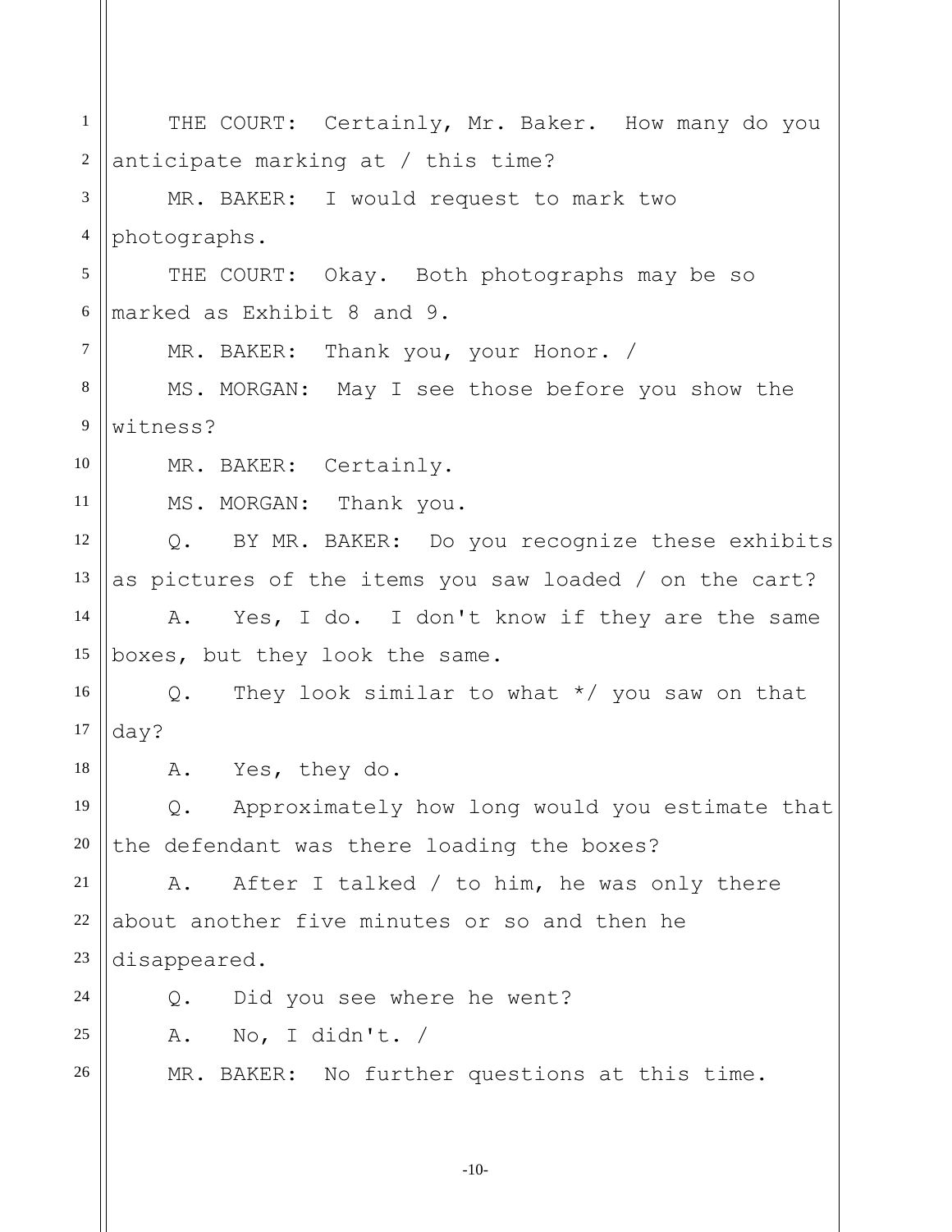THE COURT: Certainly, Mr. Baker. How many do you anticipate marking at / this time?

MR. BAKER: I would request to mark two photographs.

THE COURT: Okay. Both photographs may be so marked as Exhibit 8 and 9.

MR. BAKER: Thank you, your Honor. /

MS. MORGAN: May I see those before you show the witness?

MR. BAKER: Certainly.

MS. MORGAN: Thank you.

Q. BY MR. BAKER: Do you recognize these exhibits as pictures of the items you saw loaded / on the cart?

A. Yes, I do. I don't know if they are the same boxes, but they look the same.

Q. They look similar to what */ you saw on that day?

A. Yes, they do.

Q. Approximately how long would you estimate that the defendant was there loading the boxes?

A. After I talked / to him, he was only there about another five minutes or so and then he disappeared.

Q. Did you see where he went?

A. No, I didn't. /

MR. BAKER: No further questions at this time.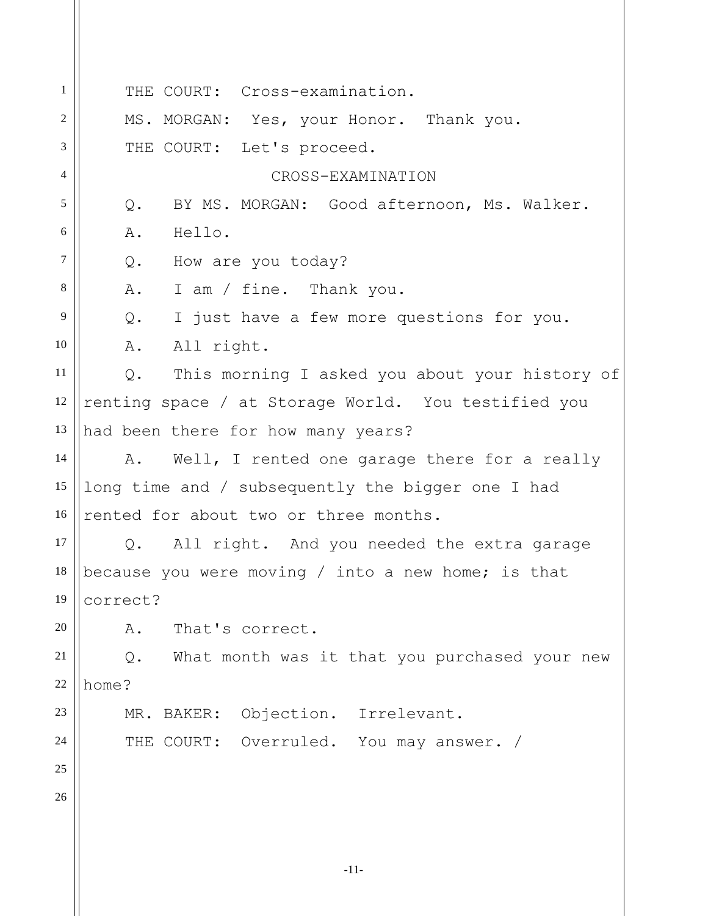THE COURT: Cross-examination.

MS. MORGAN: Yes, your Honor. Thank you.

THE COURT: Let's proceed.

CROSS-EXAMINATION

Q. BY MS. MORGAN: Good afternoon, Ms. Walker.

A. Hello.

Q. How are you today?

A. I am / fine. Thank you.

Q. I just have a few more questions for you.

A. All right.

Q. This morning I asked you about your history of renting space / at Storage World. You testified you had been there for how many years?

A. Well, I rented one garage there for a really long time and / subsequently the bigger one I had rented for about two or three months.

Q. All right. And you needed the extra garage because you were moving / into a new home; is that correct?

A. That's correct.

Q. What month was it that you purchased your new home?

MR. BAKER: Objection. Irrelevant.

THE COURT: Overruled. You may answer. /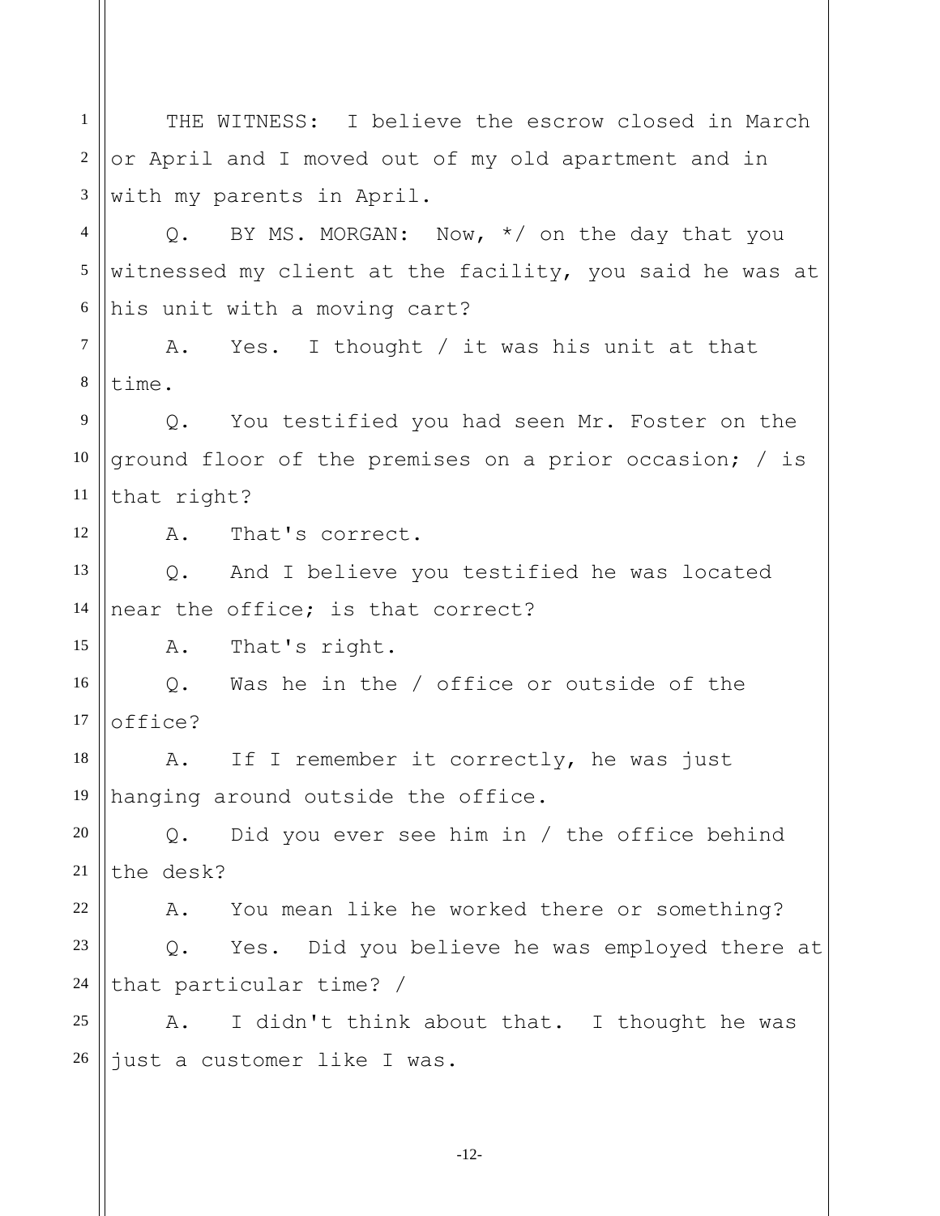THE WITNESS: I believe the escrow closed in March or April and I moved out of my old apartment and in with my parents in April.

Q. BY MS. MORGAN: Now, */ on the day that you witnessed my client at the facility, you said he was at his unit with a moving cart?

A. Yes. I thought / it was his unit at that time.

Q. You testified you had seen Mr. Foster on the ground floor of the premises on a prior occasion; / is that right?

A. That's correct.

Q. And I believe you testified he was located near the office; is that correct?

A. That's right.

Q. Was he in the / office or outside of the office?

A. If I remember it correctly, he was just hanging around outside the office.

Q. Did you ever see him in / the office behind the desk?

A. You mean like he worked there or something?

Q. Yes. Did you believe he was employed there at that particular time? /

A. I didn't think about that. I thought he was just a customer like I was.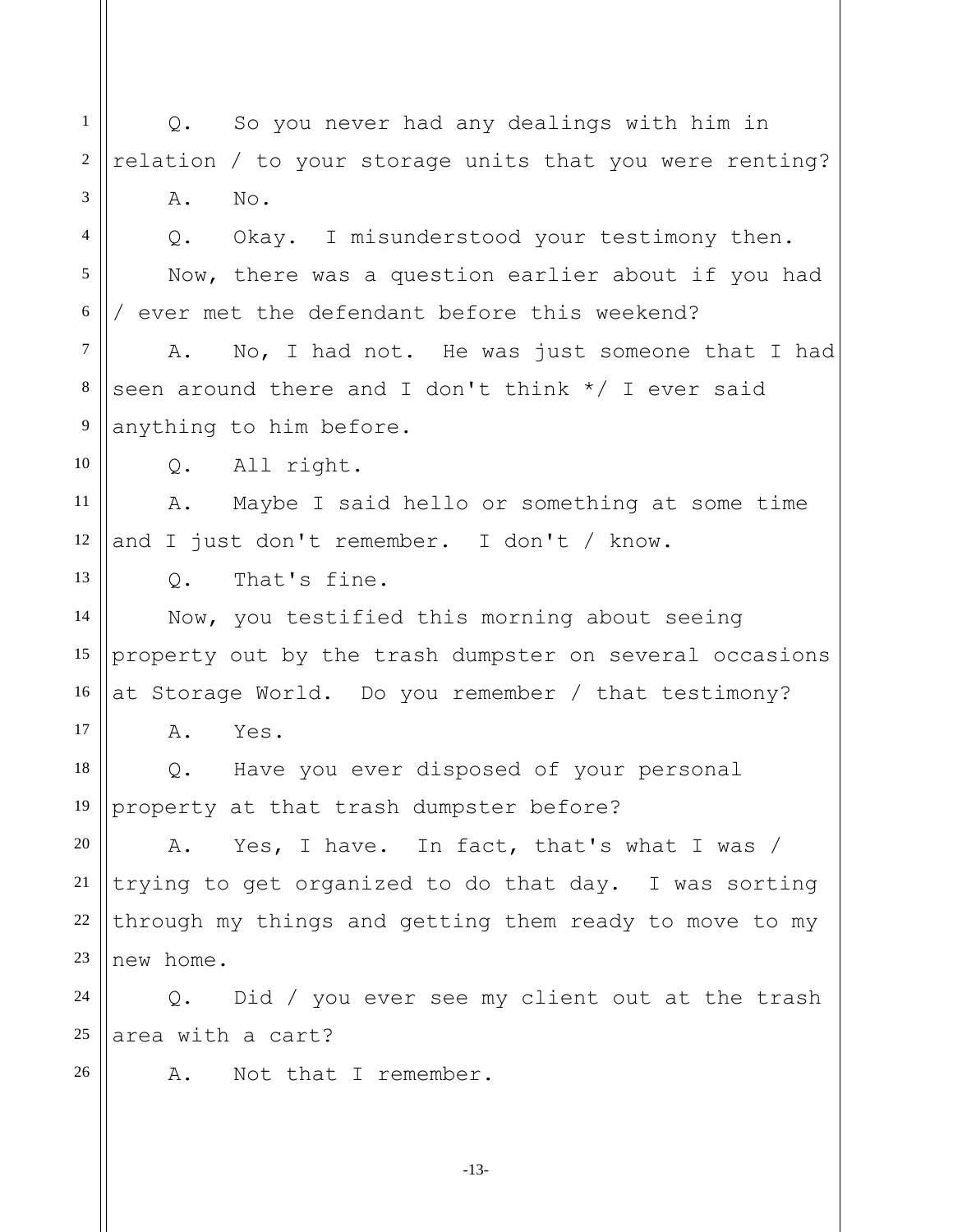Q. So you never had any dealings with him in relation / to your storage units that you were renting?

A. No.

Q. Okay. I misunderstood your testimony then.

Now, there was a question earlier about if you had / ever met the defendant before this weekend?

A. No, I had not. He was just someone that I had seen around there and I don't think */ I ever said anything to him before.

Q. All right.

A. Maybe I said hello or something at some time and I just don't remember. I don't / know.

Q. That's fine.

Now, you testified this morning about seeing property out by the trash dumpster on several occasions at Storage World. Do you remember / that testimony?

A. Yes.

Q. Have you ever disposed of your personal property at that trash dumpster before?

A. Yes, I have. In fact, that's what I was / trying to get organized to do that day. I was sorting through my things and getting them ready to move to my new home.

Q. Did / you ever see my client out at the trash area with a cart?

A. Not that I remember.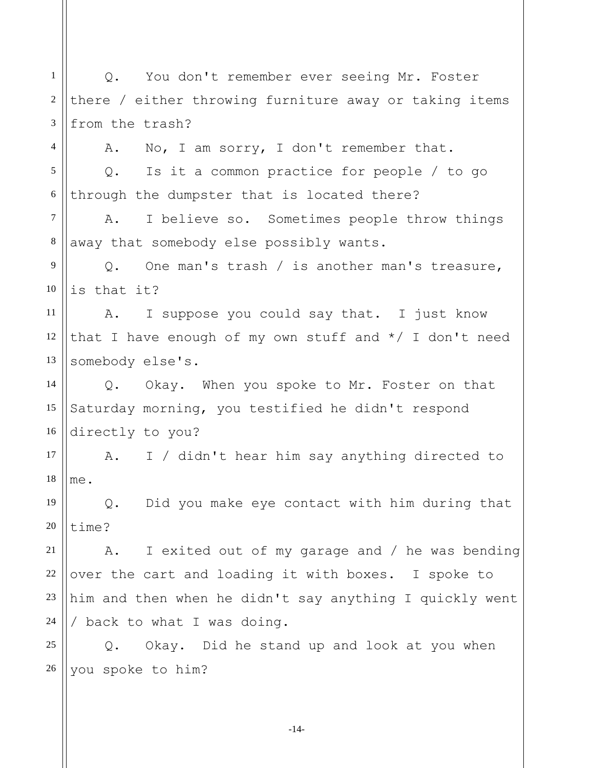Q. You don't remember ever seeing Mr. Foster there / either throwing furniture away or taking items from the trash?

A. No, I am sorry, I don't remember that.

Q. Is it a common practice for people / to go through the dumpster that is located there?

A. I believe so. Sometimes people throw things away that somebody else possibly wants.

Q. One man's trash / is another man's treasure, is that it?

A. I suppose you could say that. I just know that I have enough of my own stuff and */ I don't need somebody else's.

Q. Okay. When you spoke to Mr. Foster on that Saturday morning, you testified he didn't respond directly to you?

A. I / didn't hear him say anything directed to me.

Q. Did you make eye contact with him during that time?

A. I exited out of my garage and / he was bending over the cart and loading it with boxes. I spoke to him and then when he didn't say anything I quickly went / back to what I was doing.

Q. Okay. Did he stand up and look at you when you spoke to him?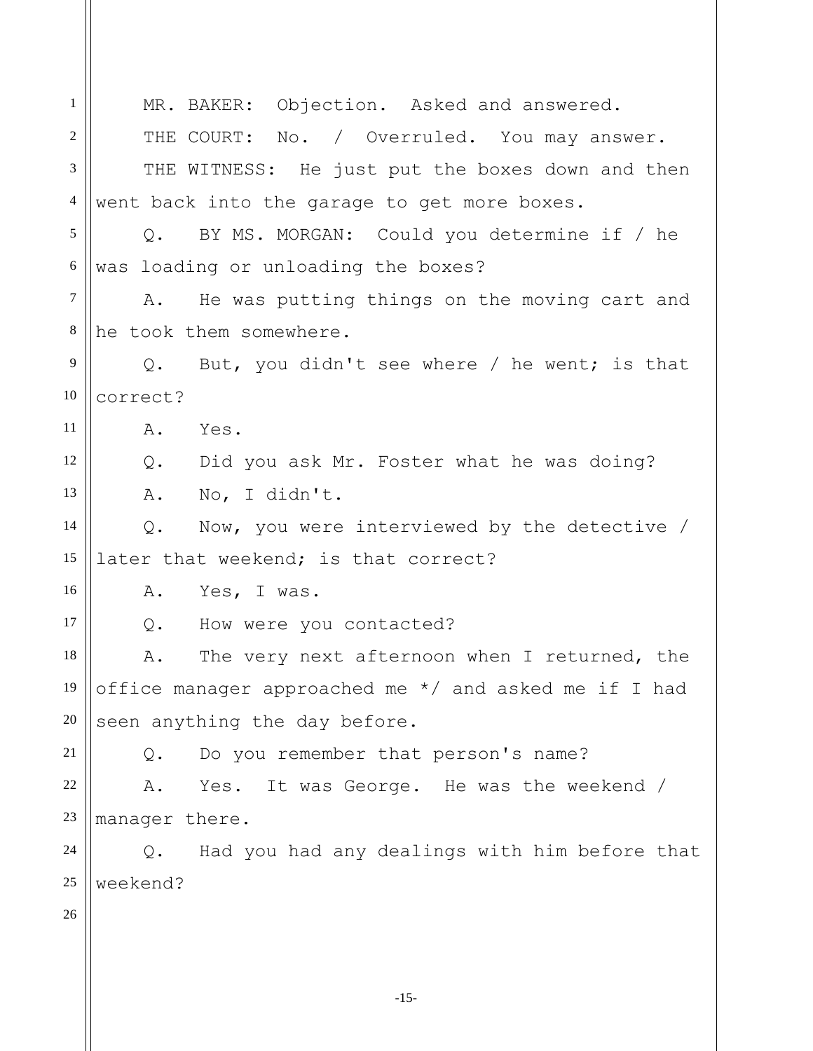MR. BAKER: Objection. Asked and answered.

THE COURT: No. / Overruled. You may answer.

THE WITNESS: He just put the boxes down and then went back into the garage to get more boxes.

Q. BY MS. MORGAN: Could you determine if / he was loading or unloading the boxes?

A. He was putting things on the moving cart and he took them somewhere.

Q. But, you didn't see where / he went; is that correct?

A. Yes.

Q. Did you ask Mr. Foster what he was doing?

A. No, I didn't.

Q. Now, you were interviewed by the detective / later that weekend; is that correct?

A. Yes, I was.

Q. How were you contacted?

A. The very next afternoon when I returned, the office manager approached me */ and asked me if I had seen anything the day before.

Q. Do you remember that person's name?

A. Yes. It was George. He was the weekend / manager there.

Q. Had you had any dealings with him before that weekend?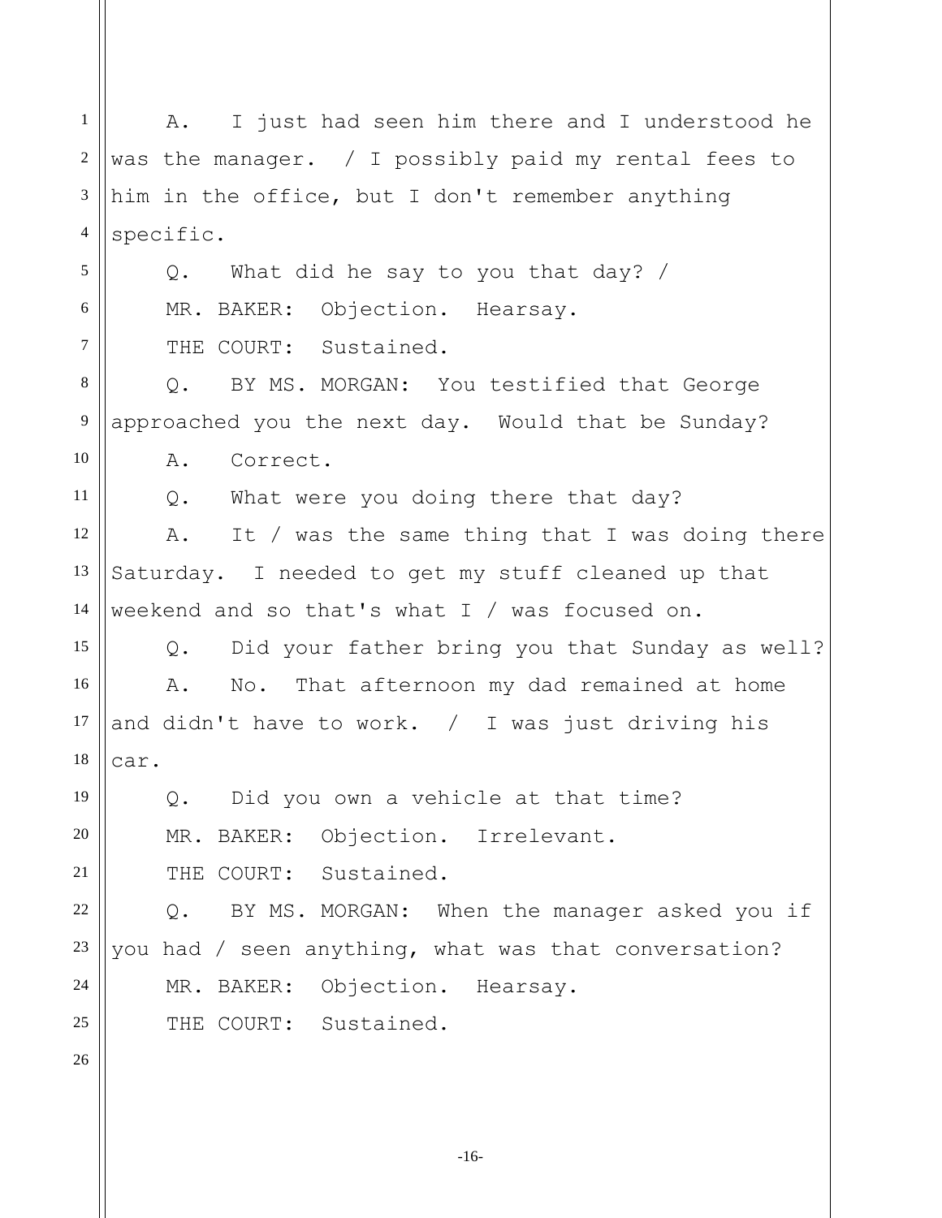A. I just had seen him there and I understood he was the manager. / I possibly paid my rental fees to him in the office, but I don't remember anything specific.

Q. What did he say to you that day? /

MR. BAKER: Objection. Hearsay.

THE COURT: Sustained.

Q. BY MS. MORGAN: You testified that George approached you the next day. Would that be Sunday?

A. Correct.

Q. What were you doing there that day?

A. It / was the same thing that I was doing there Saturday. I needed to get my stuff cleaned up that weekend and so that's what I / was focused on.

Q. Did your father bring you that Sunday as well?

A. No. That afternoon my dad remained at home and didn't have to work. / I was just driving his car.

Q. Did you own a vehicle at that time?

MR. BAKER: Objection. Irrelevant.

THE COURT: Sustained.

Q. BY MS. MORGAN: When the manager asked you if you had / seen anything, what was that conversation?

MR. BAKER: Objection. Hearsay.

THE COURT: Sustained.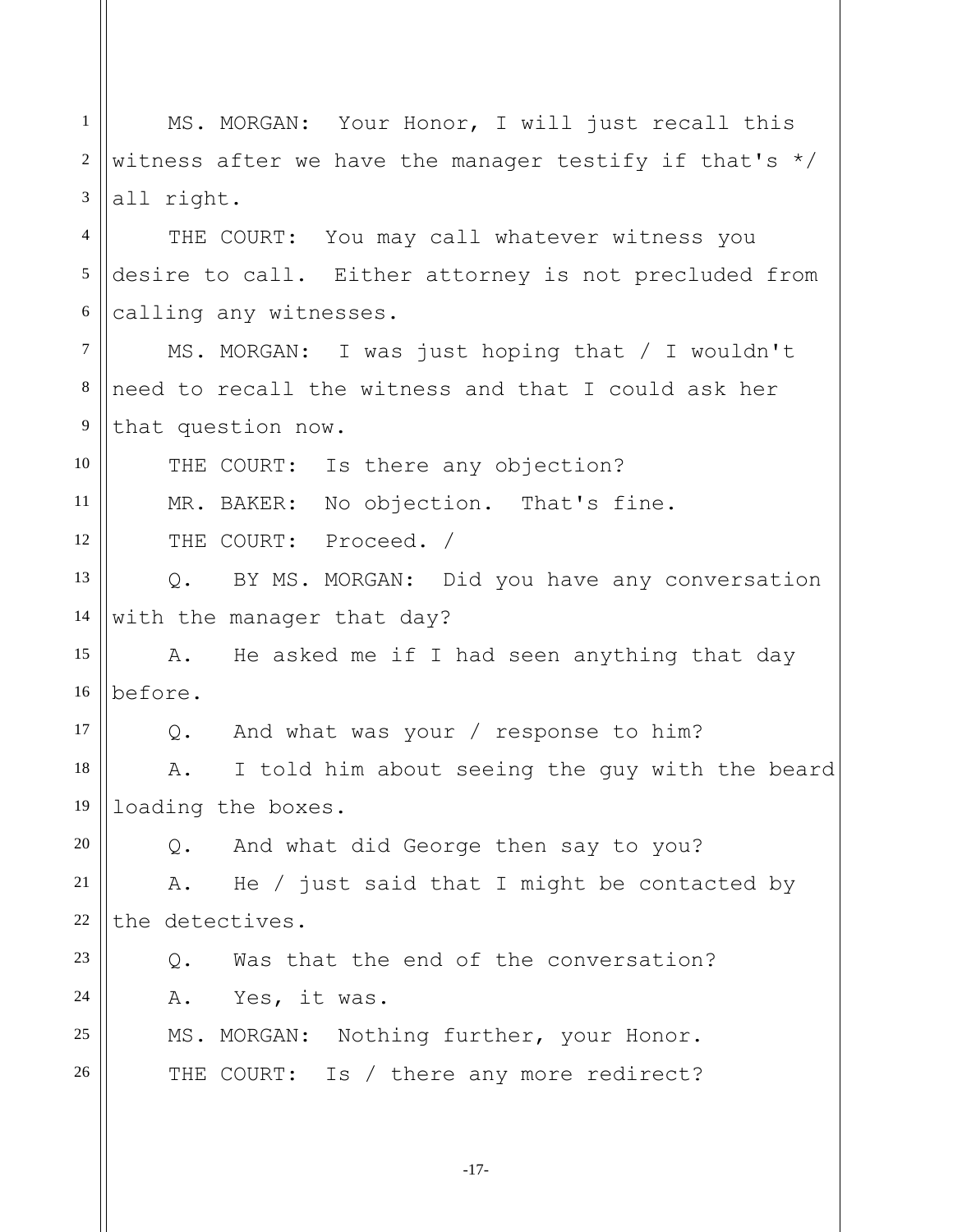MS. MORGAN: Your Honor, I will just recall this witness after we have the manager testify if that's */ all right.

THE COURT: You may call whatever witness you desire to call. Either attorney is not precluded from calling any witnesses.

MS. MORGAN: I was just hoping that / I wouldn't need to recall the witness and that I could ask her that question now.

THE COURT: Is there any objection?

MR. BAKER: No objection. That's fine.

THE COURT: Proceed. /

Q. BY MS. MORGAN: Did you have any conversation with the manager that day?

A. He asked me if I had seen anything that day before.

Q. And what was your / response to him?

A. I told him about seeing the guy with the beard loading the boxes.

Q. And what did George then say to you?

A. He / just said that I might be contacted by the detectives.

Q. Was that the end of the conversation?

A. Yes, it was.

MS. MORGAN: Nothing further, your Honor.

THE COURT: Is / there any more redirect?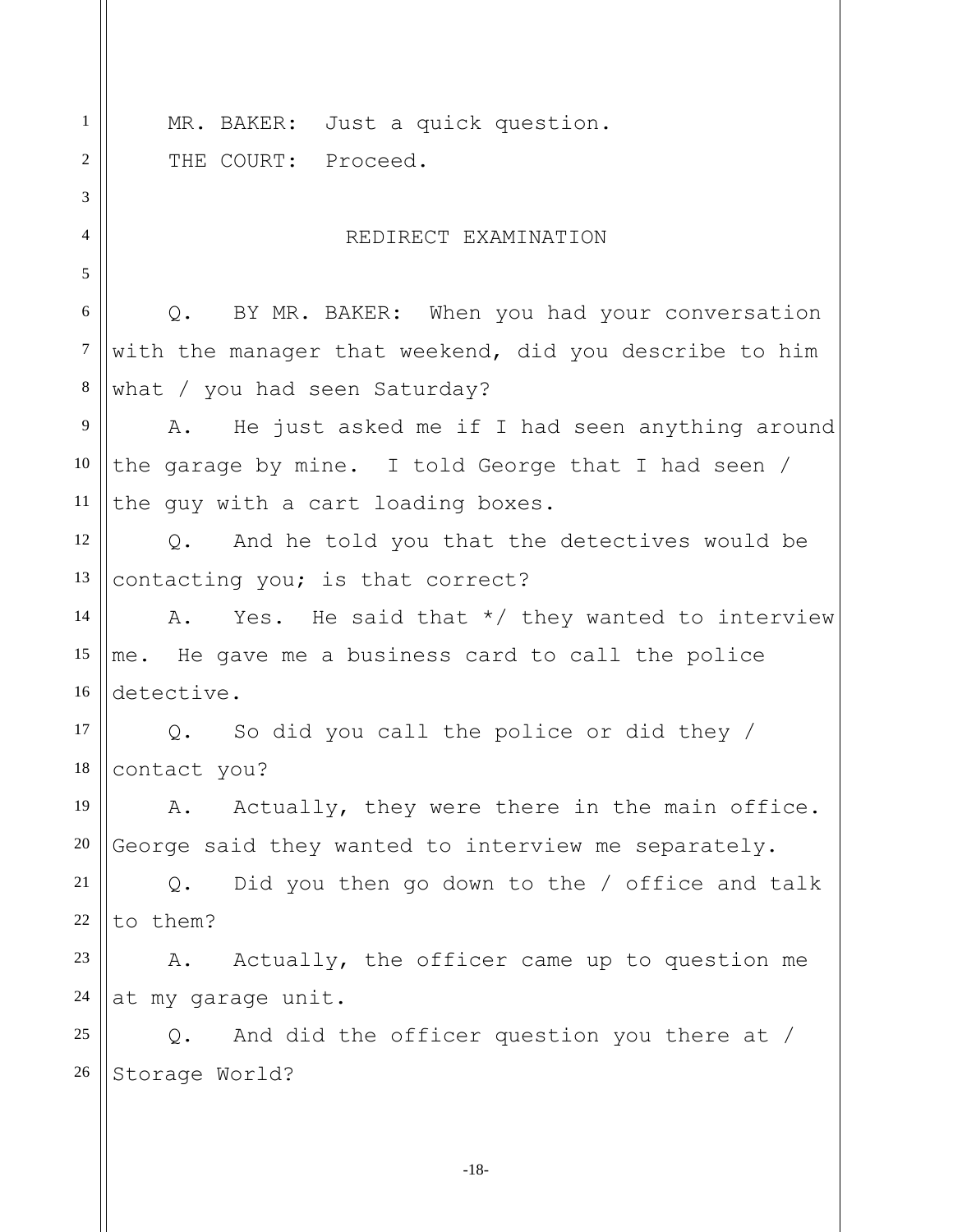MR. BAKER: Just a quick question.

THE COURT: Proceed.

## REDIRECT EXAMINATION

Q. BY MR. BAKER: When you had your conversation with the manager that weekend, did you describe to him what / you had seen Saturday?

A. He just asked me if I had seen anything around the garage by mine. I told George that I had seen / the guy with a cart loading boxes.

Q. And he told you that the detectives would be contacting you; is that correct?

A. Yes. He said that */ they wanted to interview me. He gave me a business card to call the police detective.

Q. So did you call the police or did they / contact you?

A. Actually, they were there in the main office. George said they wanted to interview me separately.

Q. Did you then go down to the / office and talk to them?

A. Actually, the officer came up to question me at my garage unit.

Q. And did the officer question you there at / Storage World?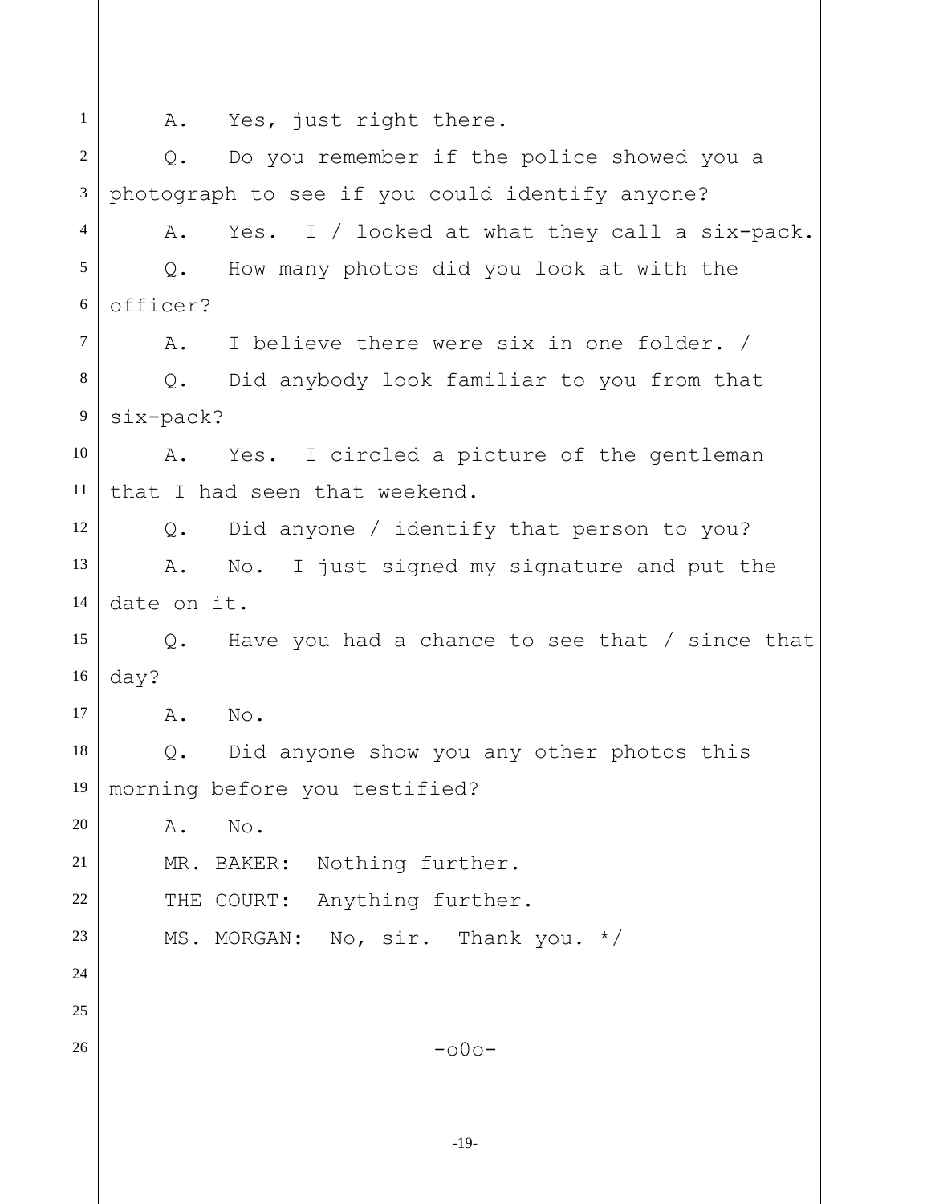A. Yes, just right there.

Q. Do you remember if the police showed you a photograph to see if you could identify anyone?

A. Yes. I / looked at what they call a six-pack.

Q. How many photos did you look at with the officer?

A. I believe there were six in one folder. /

Q. Did anybody look familiar to you from that six-pack?

A. Yes. I circled a picture of the gentleman that I had seen that weekend.

Q. Did anyone / identify that person to you?

A. No. I just signed my signature and put the date on it.

Q. Have you had a chance to see that / since that day?

A. No.

Q. Did anyone show you any other photos this morning before you testified?

A. No.

MR. BAKER: Nothing further.

THE COURT: Anything further.

MS. MORGAN: No, sir. Thank you. */

-o0o-